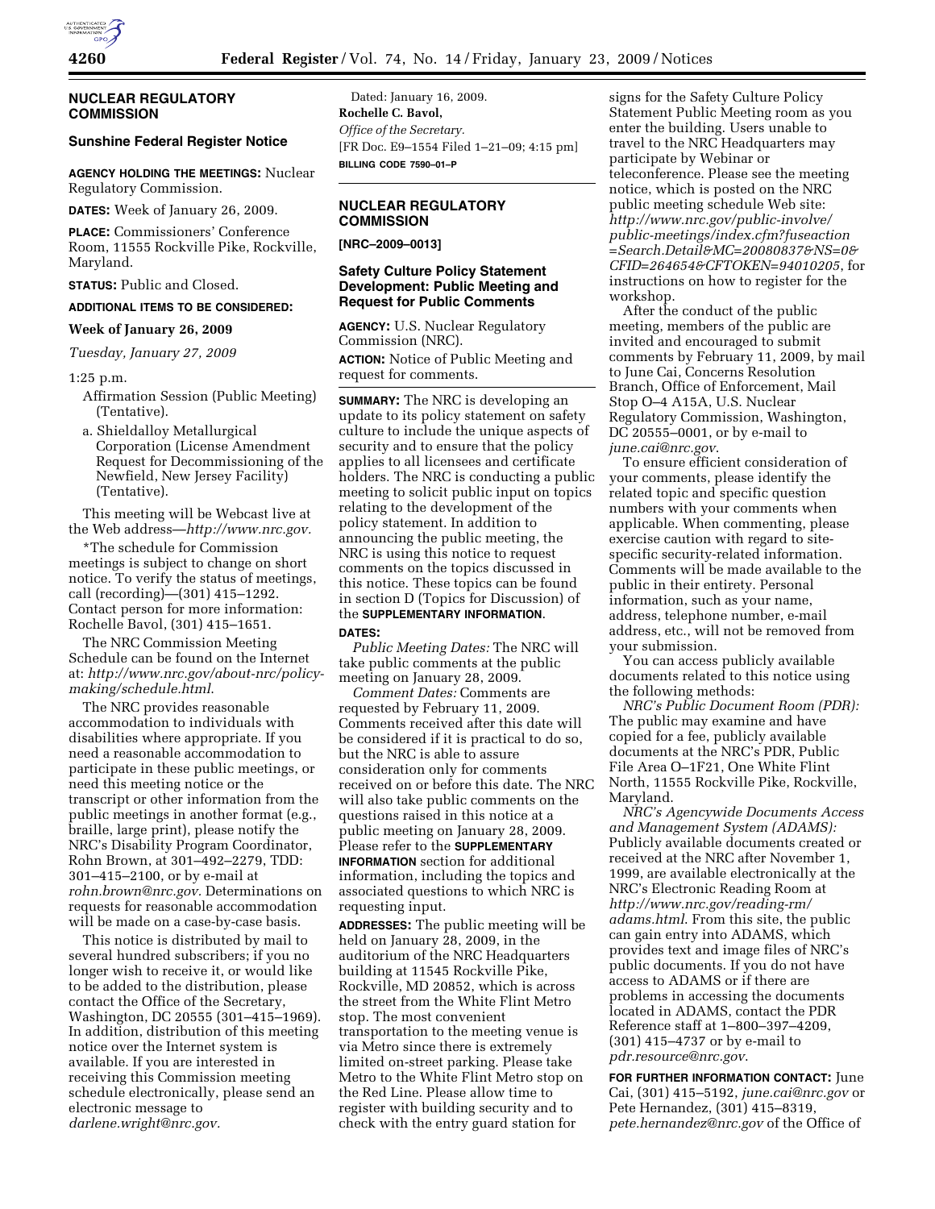## NUCLEAR REGULATORY COMMISSION

### Sunshine Federal Register Notice

**AGENCY HOLDING THE MEETINGS:** Nuclear Regulatory Commission.

**DATES:** Week of January 26, 2009.

**PLACE:** Commissioners' Conference Room, 11555 Rockville Pike, Rockville, Maryland.

**STATUS:** Public and Closed.

**ADDITIONAL ITEMS TO BE CONSIDERED:**

**Week of January 26, 2009**

*Tuesday, January 27, 2009*

1:25 p.m.

Affirmation Session (Public Meeting) (Tentative).

a. Shieldalloy Metallurgical Corporation (License Amendment Request for Decommissioning of the Newfield, New Jersey Facility) (Tentative).

This meeting will be Webcast live at the Web address—*http://www.nrc.gov.*

*The schedule for Commission meetings is subject to change on short notice. To verify the status of meetings, call (recording)—(301) 415–1292. Contact person for more information: Rochelle Bavol, (301) 415–1651.

The NRC Commission Meeting Schedule can be found on the Internet at: *http://www.nrc.gov/about-nrc/policy-making/schedule.html.*

The NRC provides reasonable accommodation to individuals with disabilities where appropriate. If you need a reasonable accommodation to participate in these public meetings, or need this meeting notice or the transcript or other information from the public meetings in another format (e.g., braille, large print), please notify the NRC's Disability Program Coordinator, Rohn Brown, at 301–492–2279, TDD: 301–415–2100, or by e-mail at *rohn.brown@nrc.gov.* Determinations on requests for reasonable accommodation will be made on a case-by-case basis.

This notice is distributed by mail to several hundred subscribers; if you no longer wish to receive it, or would like to be added to the distribution, please contact the Office of the Secretary, Washington, DC 20555 (301–415–1969). In addition, distribution of this meeting notice over the Internet system is available. If you are interested in receiving this Commission meeting schedule electronically, please send an electronic message to *darlene.wright@nrc.gov.*

Dated: January 16, 2009.

**Rochelle C. Bavol,**

*Office of the Secretary.*

[FR Doc. E9–1554 Filed 1–21–09; 4:15 pm]

**BILLING CODE 7590–01–P**

## NUCLEAR REGULATORY COMMISSION

**[NRC–2009–0013]**

### Safety Culture Policy Statement Development: Public Meeting and Request for Public Comments

**AGENCY:** U.S. Nuclear Regulatory Commission (NRC).

**ACTION:** Notice of Public Meeting and request for comments.

**SUMMARY:** The NRC is developing an update to its policy statement on safety culture to include the unique aspects of security and to ensure that the policy applies to all licensees and certificate holders. The NRC is conducting a public meeting to solicit public input on topics relating to the development of the policy statement. In addition to announcing the public meeting, the NRC is using this notice to request comments on the topics discussed in this notice. These topics can be found in section D (Topics for Discussion) of the **SUPPLEMENTARY INFORMATION.**

**DATES:**

*Public Meeting Dates:* The NRC will take public comments at the public meeting on January 28, 2009.

*Comment Dates:* Comments are requested by February 11, 2009. Comments received after this date will be considered if it is practical to do so, but the NRC is able to assure consideration only for comments received on or before this date. The NRC will also take public comments on the questions raised in this notice at a public meeting on January 28, 2009. Please refer to the **SUPPLEMENTARY INFORMATION** section for additional information, including the topics and associated questions to which NRC is requesting input.

**ADDRESSES:** The public meeting will be held on January 28, 2009, in the auditorium of the NRC Headquarters building at 11545 Rockville Pike, Rockville, MD 20852, which is across the street from the White Flint Metro stop. The most convenient transportation to the meeting venue is via Metro since there is extremely limited on-street parking. Please take Metro to the White Flint Metro stop on the Red Line. Please allow time to register with building security and to check with the entry guard station for signs for the Safety Culture Policy Statement Public Meeting room as you enter the building. Users unable to travel to the NRC Headquarters may participate by Webinar or teleconference. Please see the meeting notice, which is posted on the NRC public meeting schedule Web site: *http://www.nrc.gov/public-involve/public-meetings/index.cfm?fuseaction=Search.Detail&MC=20080837&NS=0&CFID=264654&CFTOKEN=94010205,* for instructions on how to register for the workshop.

After the conduct of the public meeting, members of the public are invited and encouraged to submit comments by February 11, 2009, by mail to June Cai, Concerns Resolution Branch, Office of Enforcement, Mail Stop O–4 A15A, U.S. Nuclear Regulatory Commission, Washington, DC 20555–0001, or by e-mail to *june.cai@nrc.gov.*

To ensure efficient consideration of your comments, please identify the related topic and specific question numbers with your comments when applicable. When commenting, please exercise caution with regard to site-specific security-related information. Comments will be made available to the public in their entirety. Personal information, such as your name, address, telephone number, e-mail address, etc., will not be removed from your submission.

You can access publicly available documents related to this notice using the following methods:

*NRC's Public Document Room (PDR):* The public may examine and have copied for a fee, publicly available documents at the NRC's PDR, Public File Area O–1F21, One White Flint North, 11555 Rockville Pike, Rockville, Maryland.

*NRC's Agencywide Documents Access and Management System (ADAMS):* Publicly available documents created or received at the NRC after November 1, 1999, are available electronically at the NRC's Electronic Reading Room at *http://www.nrc.gov/reading-rm/adams.html.* From this site, the public can gain entry into ADAMS, which provides text and image files of NRC's public documents. If you do not have access to ADAMS or if there are problems in accessing the documents located in ADAMS, contact the PDR Reference staff at 1–800–397–4209, (301) 415–4737 or by e-mail to *pdr.resource@nrc.gov.*

**FOR FURTHER INFORMATION CONTACT:** June Cai, (301) 415–5192, *june.cai@nrc.gov* or Pete Hernandez, (301) 415–8319, *pete.hernandez@nrc.gov* of the Office of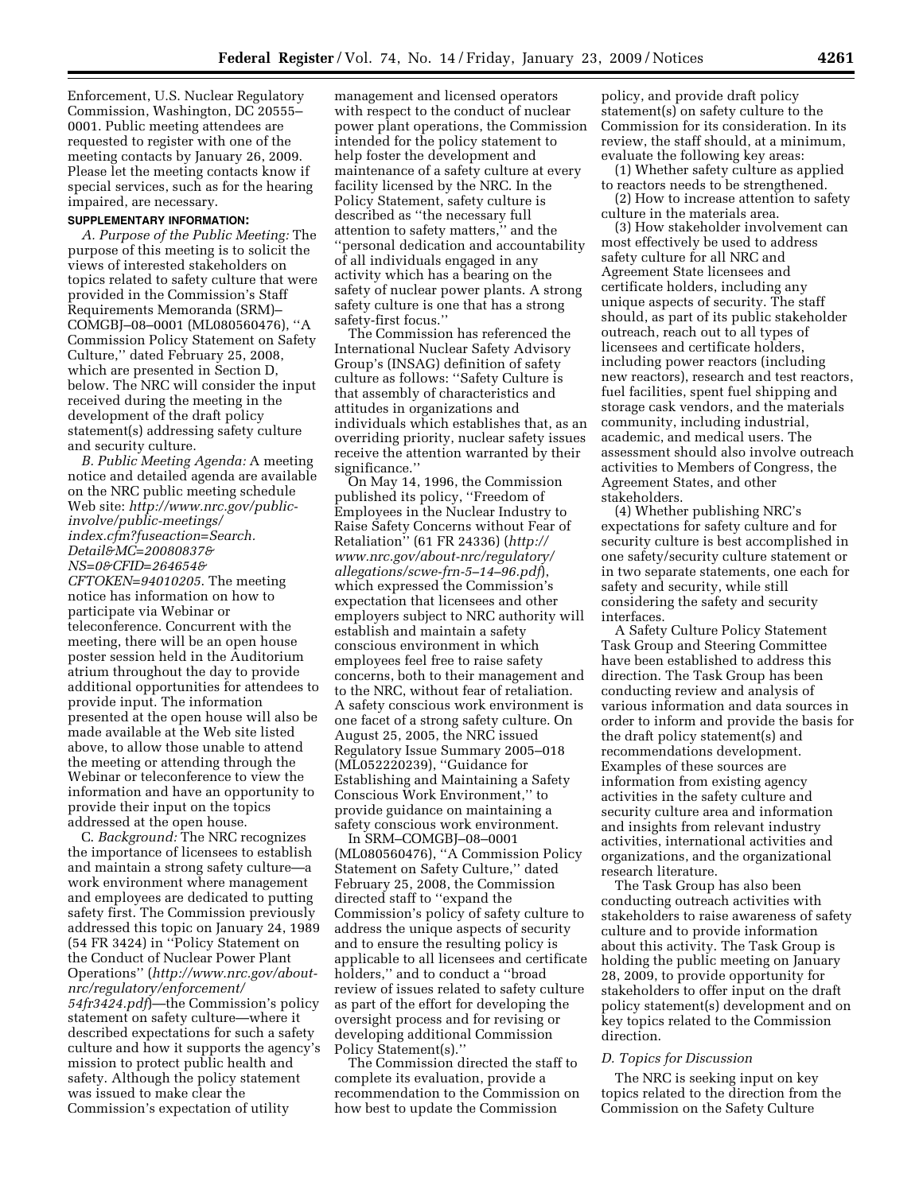Enforcement, U.S. Nuclear Regulatory Commission, Washington, DC 20555–0001. Public meeting attendees are requested to register with one of the meeting contacts by January 26, 2009. Please let the meeting contacts know if special services, such as for the hearing impaired, are necessary.

**SUPPLEMENTARY INFORMATION:**

*A. Purpose of the Public Meeting:* The purpose of this meeting is to solicit the views of interested stakeholders on topics related to safety culture that were provided in the Commission's Staff Requirements Memoranda (SRM)–COMGBJ–08–0001 (ML080560476), ''A Commission Policy Statement on Safety Culture,'' dated February 25, 2008, which are presented in Section D, below. The NRC will consider the input received during the meeting in the development of the draft policy statement(s) addressing safety culture and security culture.

*B. Public Meeting Agenda:* A meeting notice and detailed agenda are available on the NRC public meeting schedule Web site: *http://www.nrc.gov/public-involve/public-meetings/index.cfm?fuseaction=Search.Detail&MC=20080837&NS=0&CFID=264654&CFTOKEN=94010205*. The meeting notice has information on how to participate via Webinar or teleconference. Concurrent with the meeting, there will be an open house poster session held in the Auditorium atrium throughout the day to provide additional opportunities for attendees to provide input. The information presented at the open house will also be made available at the Web site listed above, to allow those unable to attend the meeting or attending through the Webinar or teleconference to view the information and have an opportunity to provide their input on the topics addressed at the open house.

*C. Background:* The NRC recognizes the importance of licensees to establish and maintain a strong safety culture—a work environment where management and employees are dedicated to putting safety first. The Commission previously addressed this topic on January 24, 1989 (54 FR 3424) in ''Policy Statement on the Conduct of Nuclear Power Plant Operations'' (*http://www.nrc.gov/about-nrc/regulatory/enforcement/54fr3424.pdf*)—the Commission's policy statement on safety culture—where it described expectations for such a safety culture and how it supports the agency's mission to protect public health and safety. Although the policy statement was issued to make clear the Commission's expectation of utility management and licensed operators with respect to the conduct of nuclear power plant operations, the Commission intended for the policy statement to help foster the development and maintenance of a safety culture at every facility licensed by the NRC. In the Policy Statement, safety culture is described as ''the necessary full attention to safety matters,'' and the ''personal dedication and accountability of all individuals engaged in any activity which has a bearing on the safety of nuclear power plants. A strong safety culture is one that has a strong safety-first focus.''

The Commission has referenced the International Nuclear Safety Advisory Group's (INSAG) definition of safety culture as follows: ''Safety Culture is that assembly of characteristics and attitudes in organizations and individuals which establishes that, as an overriding priority, nuclear safety issues receive the attention warranted by their significance.''

On May 14, 1996, the Commission published its policy, ''Freedom of Employees in the Nuclear Industry to Raise Safety Concerns without Fear of Retaliation'' (61 FR 24336) (*http://www.nrc.gov/about-nrc/regulatory/allegations/scwe-frn-5–14–96.pdf*), which expressed the Commission's expectation that licensees and other employers subject to NRC authority will establish and maintain a safety conscious environment in which employees feel free to raise safety concerns, both to their management and to the NRC, without fear of retaliation. A safety conscious work environment is one facet of a strong safety culture. On August 25, 2005, the NRC issued Regulatory Issue Summary 2005–018 (ML052220239), ''Guidance for Establishing and Maintaining a Safety Conscious Work Environment,'' to provide guidance on maintaining a safety conscious work environment.

In SRM–COMGBJ–08–0001 (ML080560476), ''A Commission Policy Statement on Safety Culture,'' dated February 25, 2008, the Commission directed staff to ''expand the Commission's policy of safety culture to address the unique aspects of security and to ensure the resulting policy is applicable to all licensees and certificate holders,'' and to conduct a ''broad review of issues related to safety culture as part of the effort for developing the oversight process and for revising or developing additional Commission Policy Statement(s).''

The Commission directed the staff to complete its evaluation, provide a recommendation to the Commission on how best to update the Commission policy, and provide draft policy statement(s) on safety culture to the Commission for its consideration. In its review, the staff should, at a minimum, evaluate the following key areas:

(1) Whether safety culture as applied to reactors needs to be strengthened.

(2) How to increase attention to safety culture in the materials area.

(3) How stakeholder involvement can most effectively be used to address safety culture for all NRC and Agreement State licensees and certificate holders, including any unique aspects of security. The staff should, as part of its public stakeholder outreach, reach out to all types of licensees and certificate holders, including power reactors (including new reactors), research and test reactors, fuel facilities, spent fuel shipping and storage cask vendors, and the materials community, including industrial, academic, and medical users. The assessment should also involve outreach activities to Members of Congress, the Agreement States, and other stakeholders.

(4) Whether publishing NRC's expectations for safety culture and for security culture is best accomplished in one safety/security culture statement or in two separate statements, one each for safety and security, while still considering the safety and security interfaces.

A Safety Culture Policy Statement Task Group and Steering Committee have been established to address this direction. The Task Group has been conducting review and analysis of various information and data sources in order to inform and provide the basis for the draft policy statement(s) and recommendations development. Examples of these sources are information from existing agency activities in the safety culture and security culture area and information and insights from relevant industry activities, international activities and organizations, and the organizational research literature.

The Task Group has also been conducting outreach activities with stakeholders to raise awareness of safety culture and to provide information about this activity. The Task Group is holding the public meeting on January 28, 2009, to provide opportunity for stakeholders to offer input on the draft policy statement(s) development and on key topics related to the Commission direction.

*D. Topics for Discussion*

The NRC is seeking input on key topics related to the direction from the Commission on the Safety Culture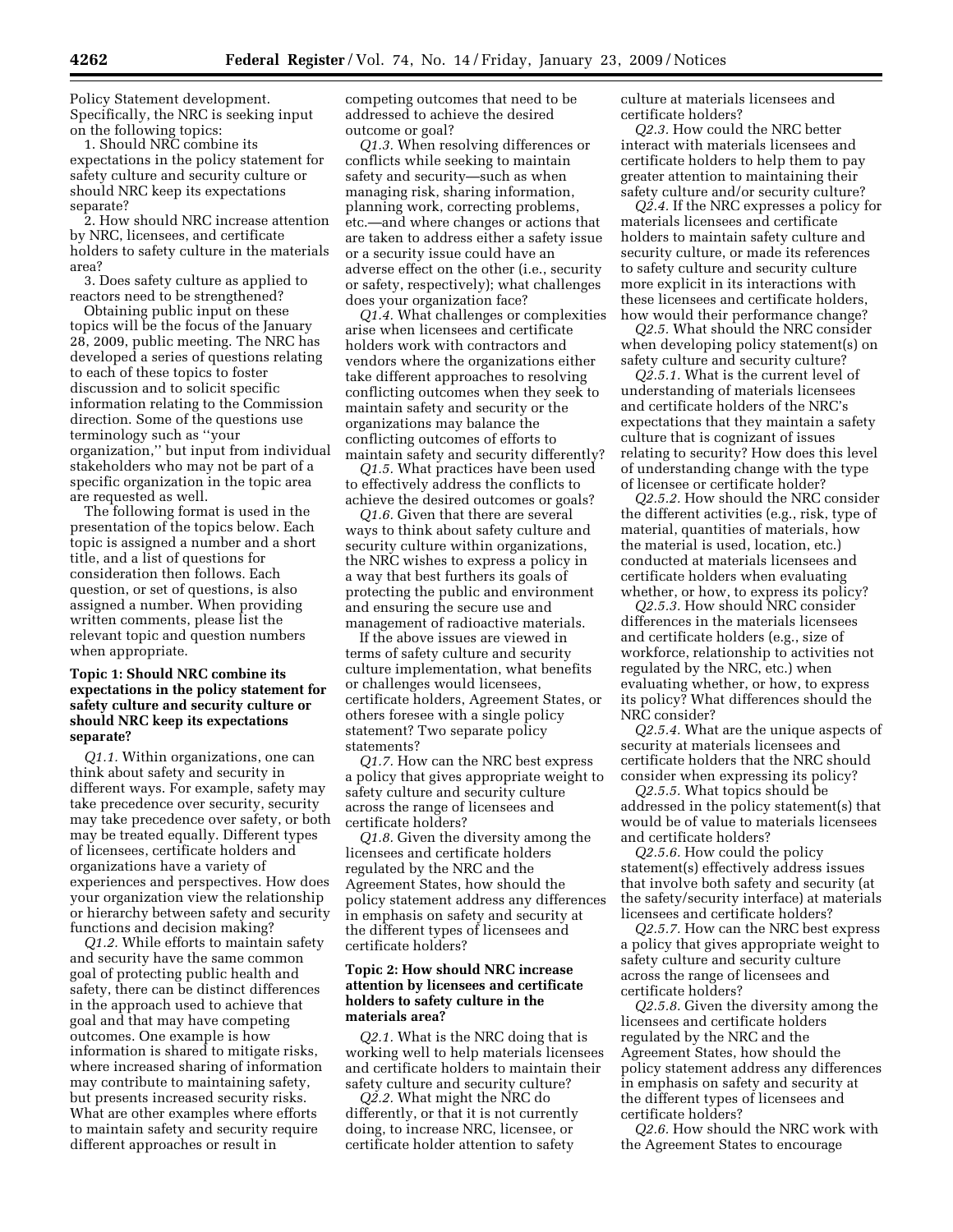Policy Statement development. Specifically, the NRC is seeking input on the following topics:

1. Should NRC combine its expectations in the policy statement for safety culture and security culture or should NRC keep its expectations separate?
2. How should NRC increase attention by NRC, licensees, and certificate holders to safety culture in the materials area?
3. Does safety culture as applied to reactors need to be strengthened?

Obtaining public input on these topics will be the focus of the January 28, 2009, public meeting. The NRC has developed a series of questions relating to each of these topics to foster discussion and to solicit specific information relating to the Commission direction. Some of the questions use terminology such as ''your organization,'' but input from individual stakeholders who may not be part of a specific organization in the topic area are requested as well.

The following format is used in the presentation of the topics below. Each topic is assigned a number and a short title, and a list of questions for consideration then follows. Each question, or set of questions, is also assigned a number. When providing written comments, please list the relevant topic and question numbers when appropriate.

### Topic 1: Should NRC combine its expectations in the policy statement for safety culture and security culture or should NRC keep its expectations separate?

*Q1.1.* Within organizations, one can think about safety and security in different ways. For example, safety may take precedence over security, security may take precedence over safety, or both may be treated equally. Different types of licensees, certificate holders and organizations have a variety of experiences and perspectives. How does your organization view the relationship or hierarchy between safety and security functions and decision making?

*Q1.2.* While efforts to maintain safety and security have the same common goal of protecting public health and safety, there can be distinct differences in the approach used to achieve that goal and that may have competing outcomes. One example is how information is shared to mitigate risks, where increased sharing of information may contribute to maintaining safety, but presents increased security risks. What are other examples where efforts to maintain safety and security require different approaches or result in competing outcomes that need to be addressed to achieve the desired outcome or goal?

*Q1.3.* When resolving differences or conflicts while seeking to maintain safety and security—such as when managing risk, sharing information, planning work, correcting problems, etc.—and where changes or actions that are taken to address either a safety issue or a security issue could have an adverse effect on the other (i.e., security or safety, respectively); what challenges does your organization face?

*Q1.4.* What challenges or complexities arise when licensees and certificate holders work with contractors and vendors where the organizations either take different approaches to resolving conflicting outcomes when they seek to maintain safety and security or the organizations may balance the conflicting outcomes of efforts to maintain safety and security differently?

*Q1.5.* What practices have been used to effectively address the conflicts to achieve the desired outcomes or goals?

*Q1.6.* Given that there are several ways to think about safety culture and security culture within organizations, the NRC wishes to express a policy in a way that best furthers its goals of protecting the public and environment and ensuring the secure use and management of radioactive materials.

If the above issues are viewed in terms of safety culture and security culture implementation, what benefits or challenges would licensees, certificate holders, Agreement States, or others foresee with a single policy statement? Two separate policy statements?

*Q1.7.* How can the NRC best express a policy that gives appropriate weight to safety culture and security culture across the range of licensees and certificate holders?

*Q1.8.* Given the diversity among the licensees and certificate holders regulated by the NRC and the Agreement States, how should the policy statement address any differences in emphasis on safety and security at the different types of licensees and certificate holders?

### Topic 2: How should NRC increase attention by licensees and certificate holders to safety culture in the materials area?

*Q2.1.* What is the NRC doing that is working well to help materials licensees and certificate holders to maintain their safety culture and security culture?

*Q2.2.* What might the NRC do differently, or that it is not currently doing, to increase NRC, licensee, or certificate holder attention to safety culture at materials licensees and certificate holders?

*Q2.3.* How could the NRC better interact with materials licensees and certificate holders to help them to pay greater attention to maintaining their safety culture and/or security culture?

*Q2.4.* If the NRC expresses a policy for materials licensees and certificate holders to maintain safety culture and security culture, or made its references to safety culture and security culture more explicit in its interactions with these licensees and certificate holders, how would their performance change?

*Q2.5.* What should the NRC consider when developing policy statement(s) on safety culture and security culture?

*Q2.5.1.* What is the current level of understanding of materials licensees and certificate holders of the NRC's expectations that they maintain a safety culture that is cognizant of issues relating to security? How does this level of understanding change with the type of licensee or certificate holder?

*Q2.5.2.* How should the NRC consider the different activities (e.g., risk, type of material, quantities of materials, how the material is used, location, etc.) conducted at materials licensees and certificate holders when evaluating whether, or how, to express its policy?

*Q2.5.3.* How should NRC consider differences in the materials licensees and certificate holders (e.g., size of workforce, relationship to activities not regulated by the NRC, etc.) when evaluating whether, or how, to express its policy? What differences should the NRC consider?

*Q2.5.4.* What are the unique aspects of security at materials licensees and certificate holders that the NRC should consider when expressing its policy?

*Q2.5.5.* What topics should be addressed in the policy statement(s) that would be of value to materials licensees and certificate holders?

*Q2.5.6.* How could the policy statement(s) effectively address issues that involve both safety and security (at the safety/security interface) at materials licensees and certificate holders?

*Q2.5.7.* How can the NRC best express a policy that gives appropriate weight to safety culture and security culture across the range of licensees and certificate holders?

*Q2.5.8.* Given the diversity among the licensees and certificate holders regulated by the NRC and the Agreement States, how should the policy statement address any differences in emphasis on safety and security at the different types of licensees and certificate holders?

*Q2.6.* How should the NRC work with the Agreement States to encourage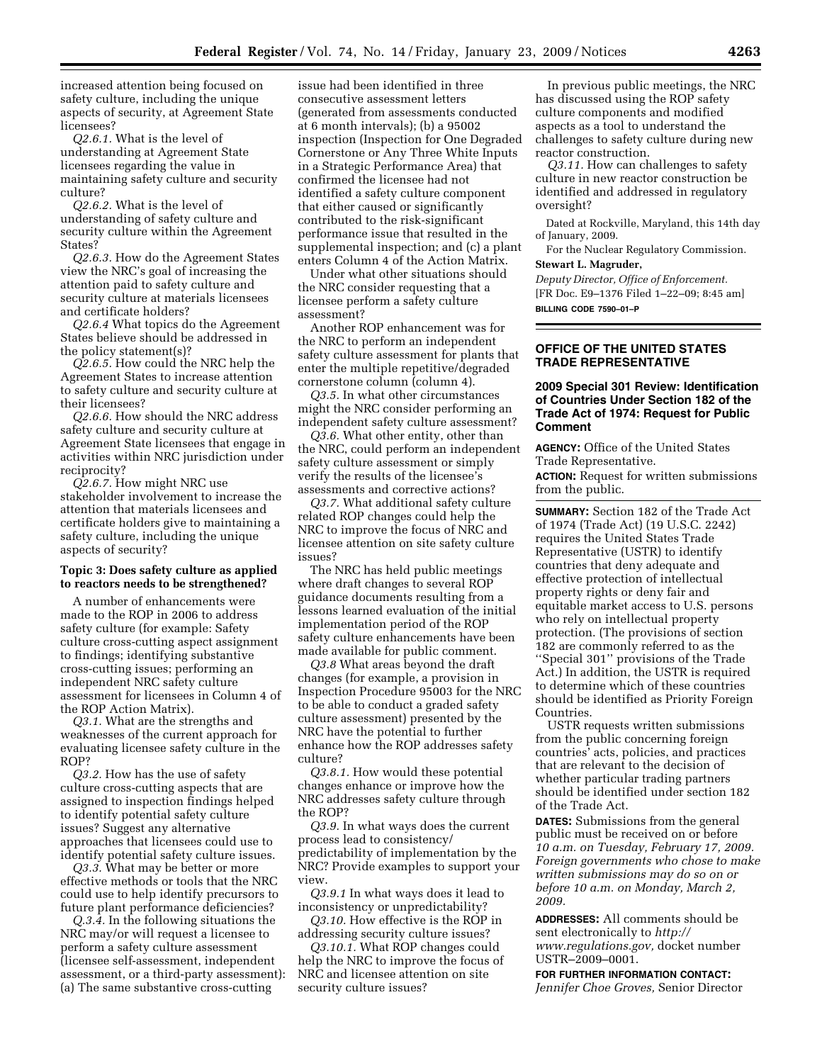increased attention being focused on safety culture, including the unique aspects of security, at Agreement State licensees?

*Q2.6.1.* What is the level of understanding at Agreement State licensees regarding the value in maintaining safety culture and security culture?

*Q2.6.2.* What is the level of understanding of safety culture and security culture within the Agreement States?

*Q2.6.3.* How do the Agreement States view the NRC's goal of increasing the attention paid to safety culture and security culture at materials licensees and certificate holders?

*Q2.6.4* What topics do the Agreement States believe should be addressed in the policy statement(s)?

*Q2.6.5.* How could the NRC help the Agreement States to increase attention to safety culture and security culture at their licensees?

*Q2.6.6.* How should the NRC address safety culture and security culture at Agreement State licensees that engage in activities within NRC jurisdiction under reciprocity?

*Q2.6.7.* How might NRC use stakeholder involvement to increase the attention that materials licensees and certificate holders give to maintaining a safety culture, including the unique aspects of security?

**Topic 3: Does safety culture as applied to reactors needs to be strengthened?**

A number of enhancements were made to the ROP in 2006 to address safety culture (for example: Safety culture cross-cutting aspect assignment to findings; identifying substantive cross-cutting issues; performing an independent NRC safety culture assessment for licensees in Column 4 of the ROP Action Matrix).

*Q3.1.* What are the strengths and weaknesses of the current approach for evaluating licensee safety culture in the ROP?

*Q3.2.* How has the use of safety culture cross-cutting aspects that are assigned to inspection findings helped to identify potential safety culture issues? Suggest any alternative approaches that licensees could use to identify potential safety culture issues.

*Q3.3.* What may be better or more effective methods or tools that the NRC could use to help identify precursors to future plant performance deficiencies?

*Q.3.4.* In the following situations the NRC may/or will request a licensee to perform a safety culture assessment (licensee self-assessment, independent assessment, or a third-party assessment): (a) The same substantive cross-cutting issue had been identified in three consecutive assessment letters (generated from assessments conducted at 6 month intervals); (b) a 95002 inspection (Inspection for One Degraded Cornerstone or Any Three White Inputs in a Strategic Performance Area) that confirmed the licensee had not identified a safety culture component that either caused or significantly contributed to the risk-significant performance issue that resulted in the supplemental inspection; and (c) a plant enters Column 4 of the Action Matrix.

Under what other situations should the NRC consider requesting that a licensee perform a safety culture assessment?

Another ROP enhancement was for the NRC to perform an independent safety culture assessment for plants that enter the multiple repetitive/degraded cornerstone column (column 4).

*Q3.5.* In what other circumstances might the NRC consider performing an independent safety culture assessment?

*Q3.6.* What other entity, other than the NRC, could perform an independent safety culture assessment or simply verify the results of the licensee's assessments and corrective actions?

*Q3.7.* What additional safety culture related ROP changes could help the NRC to improve the focus of NRC and licensee attention on site safety culture issues?

The NRC has held public meetings where draft changes to several ROP guidance documents resulting from a lessons learned evaluation of the initial implementation period of the ROP safety culture enhancements have been made available for public comment.

*Q3.8* What areas beyond the draft changes (for example, a provision in Inspection Procedure 95003 for the NRC to be able to conduct a graded safety culture assessment) presented by the NRC have the potential to further enhance how the ROP addresses safety culture?

*Q3.8.1.* How would these potential changes enhance or improve how the NRC addresses safety culture through the ROP?

*Q3.9.* In what ways does the current process lead to consistency/predictability of implementation by the NRC? Provide examples to support your view.

*Q3.9.1* In what ways does it lead to inconsistency or unpredictability?

*Q3.10.* How effective is the ROP in addressing security culture issues?

*Q3.10.1.* What ROP changes could help the NRC to improve the focus of NRC and licensee attention on site security culture issues?

In previous public meetings, the NRC has discussed using the ROP safety culture components and modified aspects as a tool to understand the challenges to safety culture during new reactor construction.

*Q3.11.* How can challenges to safety culture in new reactor construction be identified and addressed in regulatory oversight?

Dated at Rockville, Maryland, this 14th day of January, 2009.

For the Nuclear Regulatory Commission.

**Stewart L. Magruder,**

*Deputy Director, Office of Enforcement.*

[FR Doc. E9–1376 Filed 1–22–09; 8:45 am]

**BILLING CODE 7590–01–P**

---

## OFFICE OF THE UNITED STATES TRADE REPRESENTATIVE

### 2009 Special 301 Review: Identification of Countries Under Section 182 of the Trade Act of 1974: Request for Public Comment

**AGENCY:** Office of the United States Trade Representative.

**ACTION:** Request for written submissions from the public.

**SUMMARY:** Section 182 of the Trade Act of 1974 (Trade Act) (19 U.S.C. 2242) requires the United States Trade Representative (USTR) to identify countries that deny adequate and effective protection of intellectual property rights or deny fair and equitable market access to U.S. persons who rely on intellectual property protection. (The provisions of section 182 are commonly referred to as the ''Special 301'' provisions of the Trade Act.) In addition, the USTR is required to determine which of these countries should be identified as Priority Foreign Countries.

USTR requests written submissions from the public concerning foreign countries' acts, policies, and practices that are relevant to the decision of whether particular trading partners should be identified under section 182 of the Trade Act.

**DATES:** Submissions from the general public must be received on or before *10 a.m. on Tuesday, February 17, 2009. Foreign governments who chose to make written submissions may do so on or before 10 a.m. on Monday, March 2, 2009.*

**ADDRESSES:** All comments should be sent electronically to *http://www.regulations.gov,* docket number USTR–2009–0001.

**FOR FURTHER INFORMATION CONTACT:** *Jennifer Choe Groves,* Senior Director